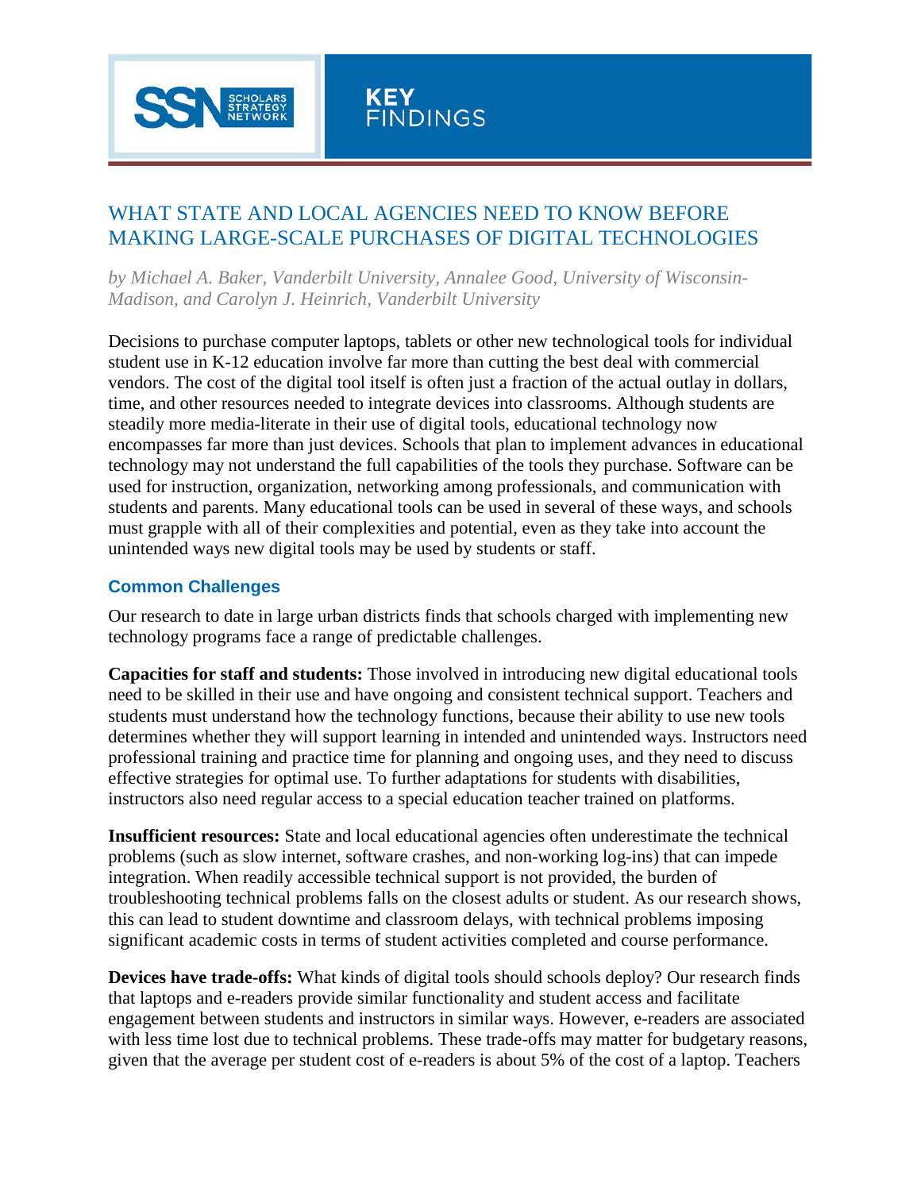SSN SCHOLARS STRATEGY NETWORK

**KEY FINDINGS**

# WHAT STATE AND LOCAL AGENCIES NEED TO KNOW BEFORE MAKING LARGE-SCALE PURCHASES OF DIGITAL TECHNOLOGIES

*by Michael A. Baker, Vanderbilt University, Annalee Good, University of Wisconsin-Madison, and Carolyn J. Heinrich, Vanderbilt University*

Decisions to purchase computer laptops, tablets or other new technological tools for individual student use in K-12 education involve far more than cutting the best deal with commercial vendors. The cost of the digital tool itself is often just a fraction of the actual outlay in dollars, time, and other resources needed to integrate devices into classrooms. Although students are steadily more media-literate in their use of digital tools, educational technology now encompasses far more than just devices. Schools that plan to implement advances in educational technology may not understand the full capabilities of the tools they purchase. Software can be used for instruction, organization, networking among professionals, and communication with students and parents. Many educational tools can be used in several of these ways, and schools must grapple with all of their complexities and potential, even as they take into account the unintended ways new digital tools may be used by students or staff.

## Common Challenges

Our research to date in large urban districts finds that schools charged with implementing new technology programs face a range of predictable challenges.

**Capacities for staff and students:** Those involved in introducing new digital educational tools need to be skilled in their use and have ongoing and consistent technical support. Teachers and students must understand how the technology functions, because their ability to use new tools determines whether they will support learning in intended and unintended ways. Instructors need professional training and practice time for planning and ongoing uses, and they need to discuss effective strategies for optimal use. To further adaptations for students with disabilities, instructors also need regular access to a special education teacher trained on platforms.

**Insufficient resources:** State and local educational agencies often underestimate the technical problems (such as slow internet, software crashes, and non-working log-ins) that can impede integration. When readily accessible technical support is not provided, the burden of troubleshooting technical problems falls on the closest adults or student. As our research shows, this can lead to student downtime and classroom delays, with technical problems imposing significant academic costs in terms of student activities completed and course performance.

**Devices have trade-offs:** What kinds of digital tools should schools deploy? Our research finds that laptops and e-readers provide similar functionality and student access and facilitate engagement between students and instructors in similar ways. However, e-readers are associated with less time lost due to technical problems. These trade-offs may matter for budgetary reasons, given that the average per student cost of e-readers is about 5% of the cost of a laptop. Teachers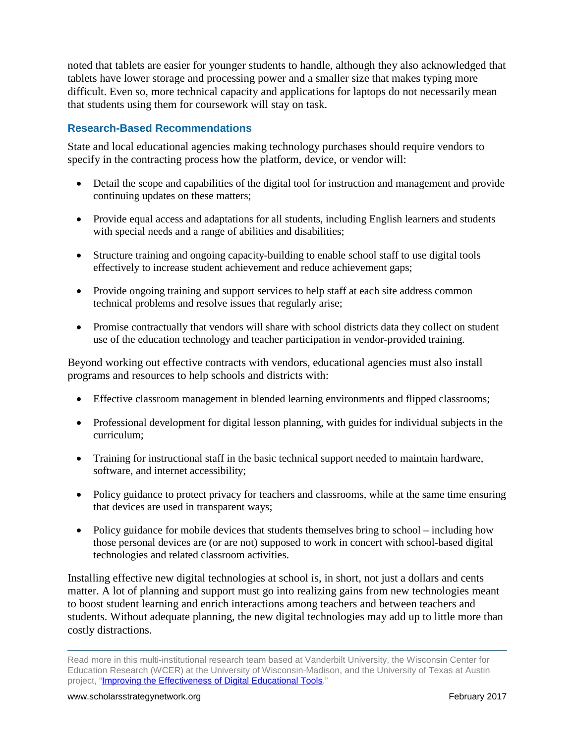noted that tablets are easier for younger students to handle, although they also acknowledged that tablets have lower storage and processing power and a smaller size that makes typing more difficult. Even so, more technical capacity and applications for laptops do not necessarily mean that students using them for coursework will stay on task.

## Research-Based Recommendations

State and local educational agencies making technology purchases should require vendors to specify in the contracting process how the platform, device, or vendor will:

- Detail the scope and capabilities of the digital tool for instruction and management and provide continuing updates on these matters;
- Provide equal access and adaptations for all students, including English learners and students with special needs and a range of abilities and disabilities;
- Structure training and ongoing capacity-building to enable school staff to use digital tools effectively to increase student achievement and reduce achievement gaps;
- Provide ongoing training and support services to help staff at each site address common technical problems and resolve issues that regularly arise;
- Promise contractually that vendors will share with school districts data they collect on student use of the education technology and teacher participation in vendor-provided training.

Beyond working out effective contracts with vendors, educational agencies must also install programs and resources to help schools and districts with:

- Effective classroom management in blended learning environments and flipped classrooms;
- Professional development for digital lesson planning, with guides for individual subjects in the curriculum;
- Training for instructional staff in the basic technical support needed to maintain hardware, software, and internet accessibility;
- Policy guidance to protect privacy for teachers and classrooms, while at the same time ensuring that devices are used in transparent ways;
- Policy guidance for mobile devices that students themselves bring to school – including how those personal devices are (or are not) supposed to work in concert with school-based digital technologies and related classroom activities.

Installing effective new digital technologies at school is, in short, not just a dollars and cents matter. A lot of planning and support must go into realizing gains from new technologies meant to boost student learning and enrich interactions among teachers and between teachers and students. Without adequate planning, the new digital technologies may add up to little more than costly distractions.

---

Read more in this multi-institutional research team based at Vanderbilt University, the Wisconsin Center for Education Research (WCER) at the University of Wisconsin-Madison, and the University of Texas at Austin project, "Improving the Effectiveness of Digital Educational Tools."

www.scholarsstrategynetwork.org February 2017